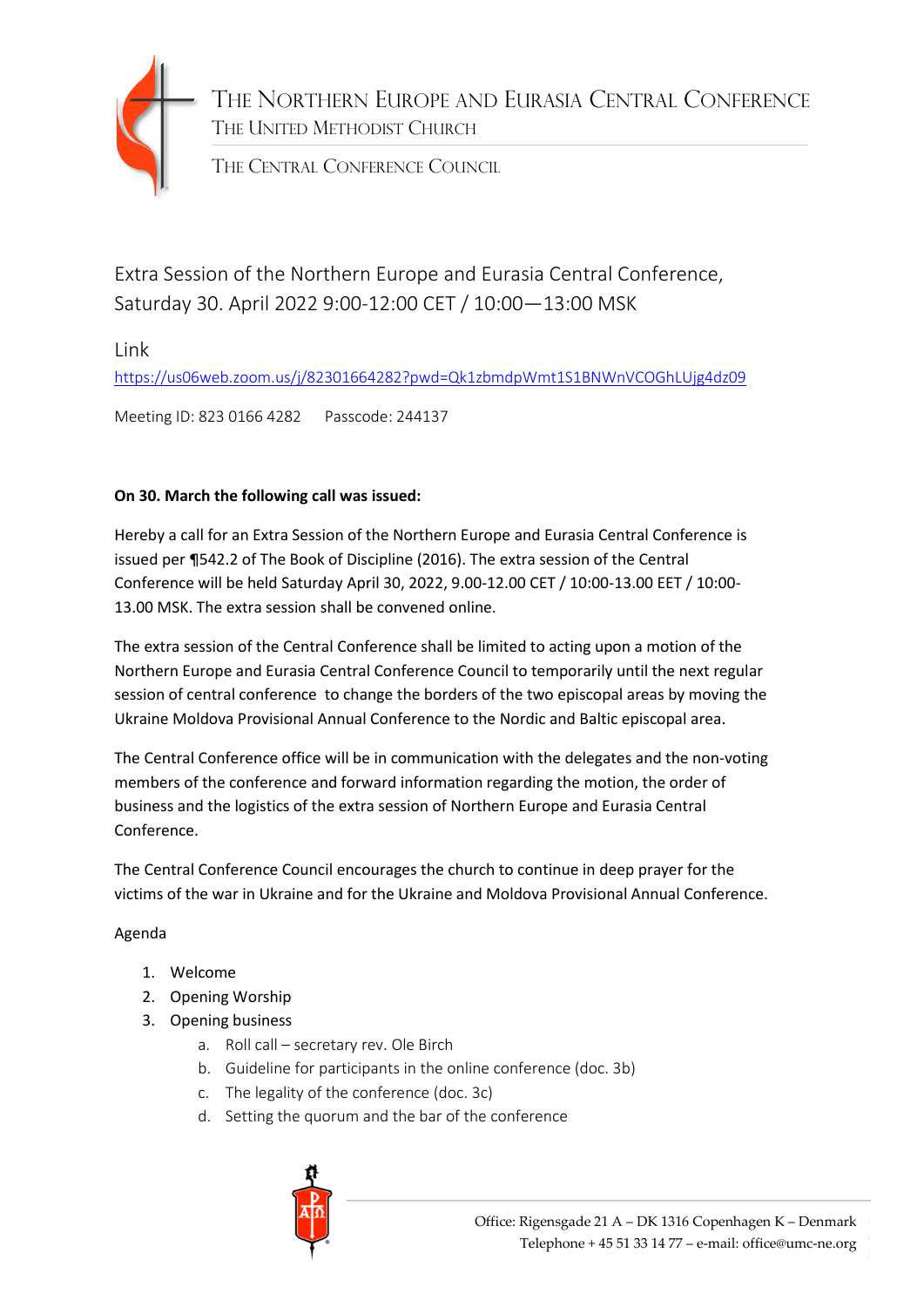# The Northern Europe and Eurasia Central Conference

The United Methodist Church

The Central Conference Council

## Extra Session of the Northern Europe and Eurasia Central Conference, Saturday 30. April 2022 9:00-12:00 CET / 10:00—13:00 MSK

### Link

https://us06web.zoom.us/j/82301664282?pwd=Qk1zbmdpWmt1S1BNWnVCOGhLUjg4dz09

Meeting ID: 823 0166 4282    Passcode: 244137

**On 30. March the following call was issued:**

Hereby a call for an Extra Session of the Northern Europe and Eurasia Central Conference is issued per ¶542.2 of The Book of Discipline (2016). The extra session of the Central Conference will be held Saturday April 30, 2022, 9.00-12.00 CET / 10:00-13.00 EET / 10:00-13.00 MSK. The extra session shall be convened online.

The extra session of the Central Conference shall be limited to acting upon a motion of the Northern Europe and Eurasia Central Conference Council to temporarily until the next regular session of central conference to change the borders of the two episcopal areas by moving the Ukraine Moldova Provisional Annual Conference to the Nordic and Baltic episcopal area.

The Central Conference office will be in communication with the delegates and the non-voting members of the conference and forward information regarding the motion, the order of business and the logistics of the extra session of Northern Europe and Eurasia Central Conference.

The Central Conference Council encourages the church to continue in deep prayer for the victims of the war in Ukraine and for the Ukraine and Moldova Provisional Annual Conference.

Agenda

1. Welcome
2. Opening Worship
3. Opening business
   a. Roll call – secretary rev. Ole Birch
   b. Guideline for participants in the online conference (doc. 3b)
   c. The legality of the conference (doc. 3c)
   d. Setting the quorum and the bar of the conference

Office: Rigensgade 21 A – DK 1316 Copenhagen K – Denmark
Telephone + 45 51 33 14 77 – e-mail: office@umc-ne.org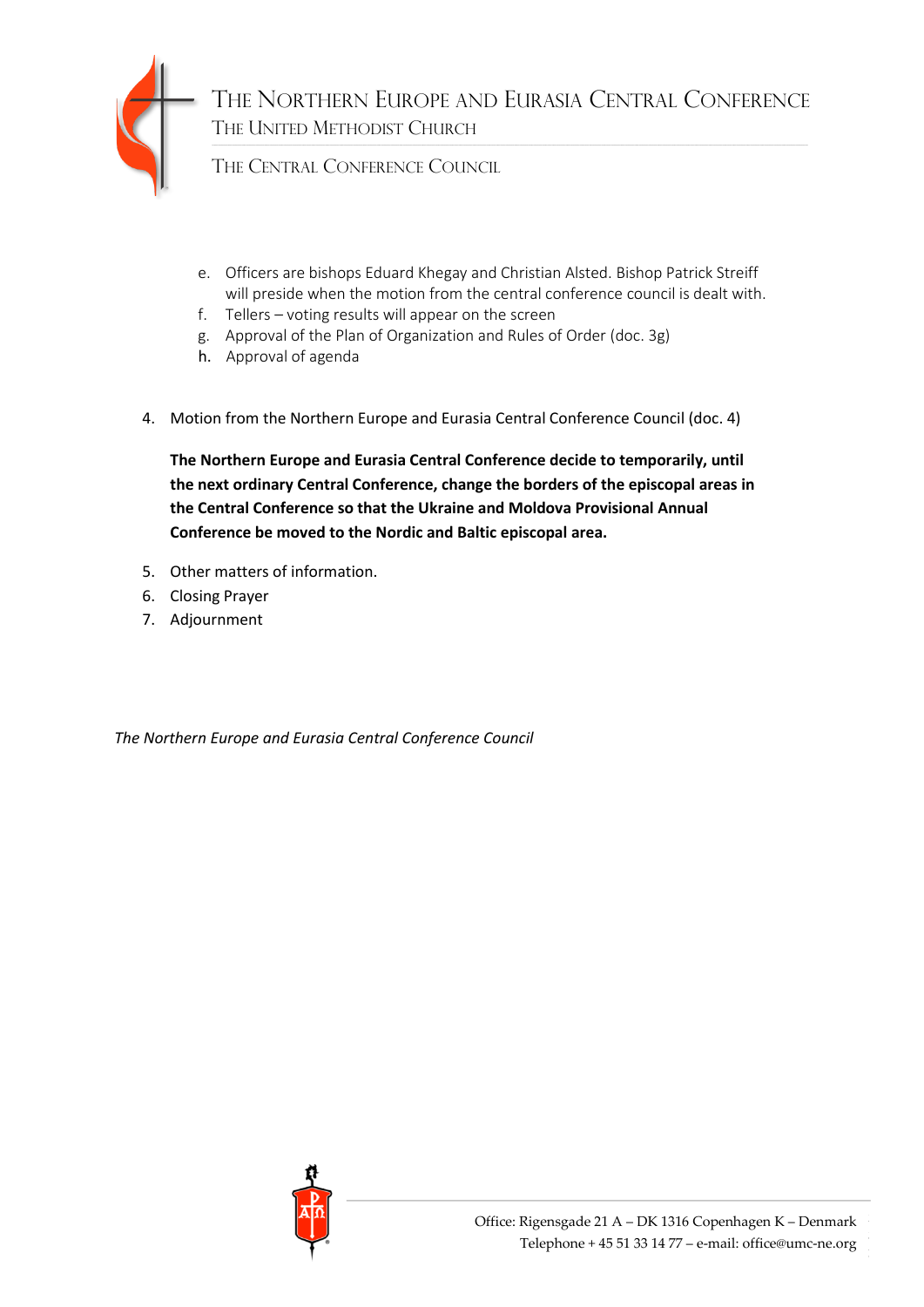e. Officers are bishops Eduard Khegay and Christian Alsted. Bishop Patrick Streiff will preside when the motion from the central conference council is dealt with.
f. Tellers – voting results will appear on the screen
g. Approval of the Plan of Organization and Rules of Order (doc. 3g)
h. Approval of agenda

4. Motion from the Northern Europe and Eurasia Central Conference Council (doc. 4)

   **The Northern Europe and Eurasia Central Conference decide to temporarily, until the next ordinary Central Conference, change the borders of the episcopal areas in the Central Conference so that the Ukraine and Moldova Provisional Annual Conference be moved to the Nordic and Baltic episcopal area.**

5. Other matters of information.
6. Closing Prayer
7. Adjournment

*The Northern Europe and Eurasia Central Conference Council*